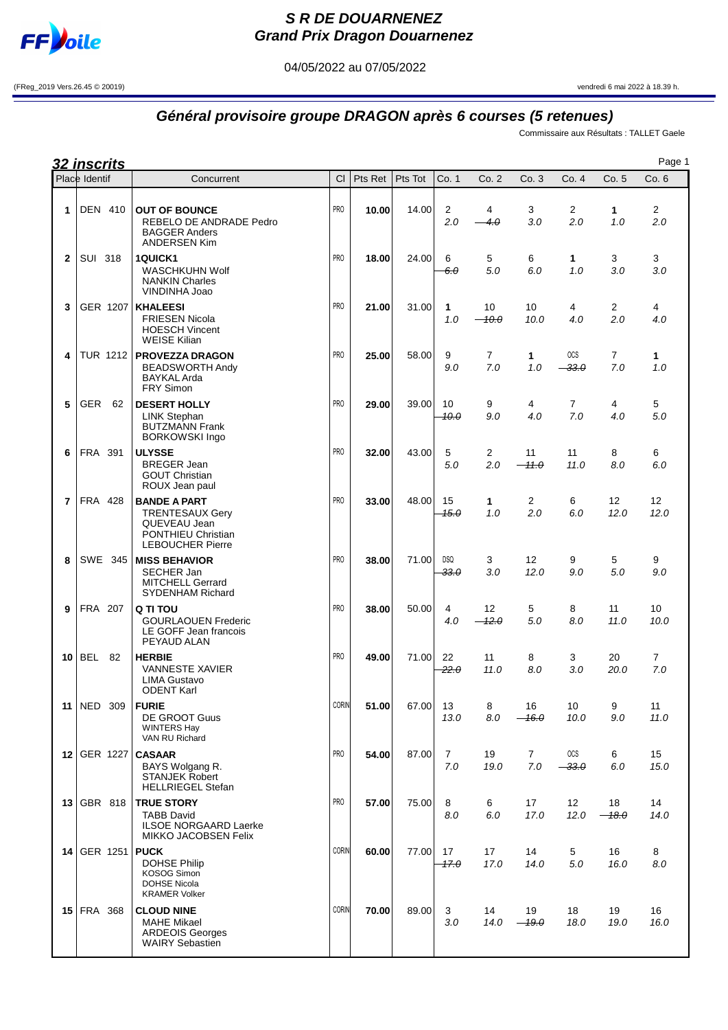# S R DE DOUARNENEZ
## Grand Prix Dragon Douarnenez

04/05/2022 au 07/05/2022

(FReg_2019 Vers.26.45 © 20019) vendredi 6 mai 2022 à 18.39 h.

## Général provisoire groupe DRAGON après 6 courses (5 retenues)

Commissaire aux Résultats : TALLET Gaele

### 32 inscrits

| Place | Identif | Concurrent | Cl | Pts Ret | Pts Tot | Co. 1 | Co. 2 | Co. 3 | Co. 4 | Co. 5 | Co. 6 |
|---|---|---|---|---|---|---|---|---|---|---|---|
| 1 | DEN 410 | **OUT OF BOUNCE** REBELO DE ANDRADE Pedro, BAGGER Anders, ANDERSEN Kim | PRO | **10.00** | 14.00 | 2 2.0 | 4 ~~4.0~~ | 3 3.0 | 2 2.0 | **1** 1.0 | 2 2.0 |
| 2 | SUI 318 | **1QUICK1** WASCHKUHN Wolf, NANKIN Charles, VINDINHA Joao | PRO | **18.00** | 24.00 | 6 ~~6.0~~ | 5 5.0 | 6 6.0 | **1** 1.0 | 3 3.0 | 3 3.0 |
| 3 | GER 1207 | **KHALEESI** FRIESEN Nicola, HOESCH Vincent, WEISE Kilian | PRO | **21.00** | 31.00 | **1** 1.0 | 10 ~~10.0~~ | 10 10.0 | 4 4.0 | 2 2.0 | 4 4.0 |
| 4 | TUR 1212 | **PROVEZZA DRAGON** BEADSWORTH Andy, BAYKAL Arda, FRY Simon | PRO | **25.00** | 58.00 | 9 9.0 | 7 7.0 | **1** 1.0 | OCS ~~33.0~~ | 7 7.0 | **1** 1.0 |
| 5 | GER 62 | **DESERT HOLLY** LINK Stephan, BUTZMANN Frank, BORKOWSKI Ingo | PRO | **29.00** | 39.00 | 10 ~~10.0~~ | 9 9.0 | 4 4.0 | 7 7.0 | 4 4.0 | 5 5.0 |
| 6 | FRA 391 | **ULYSSE** BREGER Jean, GOUT Christian, ROUX Jean paul | PRO | **32.00** | 43.00 | 5 5.0 | 2 2.0 | 11 ~~11.0~~ | 11 11.0 | 8 8.0 | 6 6.0 |
| 7 | FRA 428 | **BANDE A PART** TRENTESAUX Gery, QUEVEAU Jean, PONTHIEU Christian, LEBOUCHER Pierre | PRO | **33.00** | 48.00 | 15 ~~15.0~~ | **1** 1.0 | 2 2.0 | 6 6.0 | 12 12.0 | 12 12.0 |
| 8 | SWE 345 | **MISS BEHAVIOR** SECHER Jan, MITCHELL Gerrard, SYDENHAM Richard | PRO | **38.00** | 71.00 | DSQ ~~33.0~~ | 3 3.0 | 12 12.0 | 9 9.0 | 5 5.0 | 9 9.0 |
| 9 | FRA 207 | **Q TI TOU** GOURLAOUEN Frederic, LE GOFF Jean francois, PEYAUD ALAN | PRO | **38.00** | 50.00 | 4 4.0 | 12 ~~12.0~~ | 5 5.0 | 8 8.0 | 11 11.0 | 10 10.0 |
| 10 | BEL 82 | **HERBIE** VANNESTE XAVIER, LIMA Gustavo, ODENT Karl | PRO | **49.00** | 71.00 | 22 ~~22.0~~ | 11 11.0 | 8 8.0 | 3 3.0 | 20 20.0 | 7 7.0 |
| 11 | NED 309 | **FURIE** DE GROOT Guus, WINTERS Hay, VAN RU Richard | CORIN | **51.00** | 67.00 | 13 13.0 | 8 8.0 | 16 ~~16.0~~ | 10 10.0 | 9 9.0 | 11 11.0 |
| 12 | GER 1227 | **CASAAR** BAYS Wolgang R., STANJEK Robert, HELLRIEGEL Stefan | PRO | **54.00** | 87.00 | 7 7.0 | 19 19.0 | 7 7.0 | OCS ~~33.0~~ | 6 6.0 | 15 15.0 |
| 13 | GBR 818 | **TRUE STORY** TABB David, ILSOE NORGAARD Laerke, MIKKO JACOBSEN Felix | PRO | **57.00** | 75.00 | 8 8.0 | 6 6.0 | 17 17.0 | 12 12.0 | 18 ~~18.0~~ | 14 14.0 |
| 14 | GER 1251 | **PUCK** DOHSE Philip, KOSOG Simon, DOHSE Nicola, KRAMER Volker | CORIN | **60.00** | 77.00 | 17 ~~17.0~~ | 17 17.0 | 14 14.0 | 5 5.0 | 16 16.0 | 8 8.0 |
| 15 | FRA 368 | **CLOUD NINE** MAHE Mikael, ARDEOIS Georges, WAIRY Sebastien | CORIN | **70.00** | 89.00 | 3 3.0 | 14 14.0 | 19 ~~19.0~~ | 18 18.0 | 19 19.0 | 16 16.0 |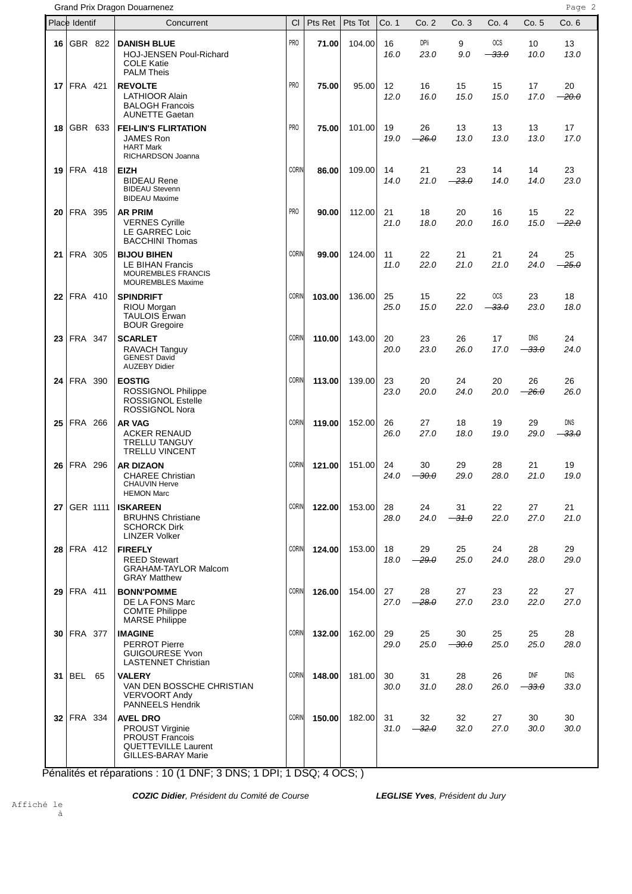| Place | Identif | Concurrent | Cl | Pts Ret | Pts Tot | Co. 1 | Co. 2 | Co. 3 | Co. 4 | Co. 5 | Co. 6 |
|---|---|---|---|---|---|---|---|---|---|---|---|
| 16 | GBR 822 | **DANISH BLUE** HOJ-JENSEN Poul-Richard COLE Katie PALM Theis | PRO | **71.00** | 104.00 | 16 *16.0* | DPIi *23.0* | 9 *9.0* | OCS ~~*33.0*~~ | 10 *10.0* | 13 *13.0* |
| 17 | FRA 421 | **REVOLTE** LATHIOOR Alain BALOGH Francois AUNETTE Gaetan | PRO | **75.00** | 95.00 | 12 *12.0* | 16 *16.0* | 15 *15.0* | 15 *15.0* | 17 *17.0* | 20 ~~*20.0*~~ |
| 18 | GBR 633 | **FEI-LIN'S FLIRTATION** JAMES Ron HART Mark RICHARDSON Joanna | PRO | **75.00** | 101.00 | 19 *19.0* | 26 ~~*26.0*~~ | 13 *13.0* | 13 *13.0* | 13 *13.0* | 17 *17.0* |
| 19 | FRA 418 | **EIZH** BIDEAU Rene BIDEAU Stevenn BIDEAU Maxime | CORIN | **86.00** | 109.00 | 14 *14.0* | 21 *21.0* | 23 ~~*23.0*~~ | 14 *14.0* | 14 *14.0* | 23 *23.0* |
| 20 | FRA 395 | **AR PRIM** VERNES Cyrille LE GARREC Loic BACCHINI Thomas | PRO | **90.00** | 112.00 | 21 *21.0* | 18 *18.0* | 20 *20.0* | 16 *16.0* | 15 *15.0* | 22 ~~*22.0*~~ |
| 21 | FRA 305 | **BIJOU BIHEN** LE BIHAN Francis MOUREMBLES FRANCIS MOUREMBLES Maxime | CORIN | **99.00** | 124.00 | 11 *11.0* | 22 *22.0* | 21 *21.0* | 21 *21.0* | 24 *24.0* | 25 ~~*25.0*~~ |
| 22 | FRA 410 | **SPINDRIFT** RIOU Morgan TAULOIS Erwan BOUR Gregoire | CORIN | **103.00** | 136.00 | 25 *25.0* | 15 *15.0* | 22 *22.0* | OCS ~~*33.0*~~ | 23 *23.0* | 18 *18.0* |
| 23 | FRA 347 | **SCARLET** RAVACH Tanguy GENEST David AUZEBY Didier | CORIN | **110.00** | 143.00 | 20 *20.0* | 23 *23.0* | 26 *26.0* | 17 *17.0* | DNS ~~*33.0*~~ | 24 *24.0* |
| 24 | FRA 390 | **EOSTIG** ROSSIGNOL Philippe ROSSIGNOL Estelle ROSSIGNOL Nora | CORIN | **113.00** | 139.00 | 23 *23.0* | 20 *20.0* | 24 *24.0* | 20 *20.0* | 26 ~~*26.0*~~ | 26 *26.0* |
| 25 | FRA 266 | **AR VAG** ACKER RENAUD TRELLU TANGUY TRELLU VINCENT | CORIN | **119.00** | 152.00 | 26 *26.0* | 27 *27.0* | 18 *18.0* | 19 *19.0* | 29 *29.0* | DNS ~~*33.0*~~ |
| 26 | FRA 296 | **AR DIZAON** CHAREE Christian CHAUVIN Herve HEMON Marc | CORIN | **121.00** | 151.00 | 24 *24.0* | 30 ~~*30.0*~~ | 29 *29.0* | 28 *28.0* | 21 *21.0* | 19 *19.0* |
| 27 | GER 1111 | **ISKAREEN** BRUHNS Christiane SCHORCK Dirk LINZER Volker | CORIN | **122.00** | 153.00 | 28 *28.0* | 24 *24.0* | 31 ~~*31.0*~~ | 22 *22.0* | 27 *27.0* | 21 *21.0* |
| 28 | FRA 412 | **FIREFLY** REED Stewart GRAHAM-TAYLOR Malcom GRAY Matthew | CORIN | **124.00** | 153.00 | 18 *18.0* | 29 ~~*29.0*~~ | 25 *25.0* | 24 *24.0* | 28 *28.0* | 29 *29.0* |
| 29 | FRA 411 | **BONN'POMME** DE LA FONS Marc COMTE Philippe MARSE Philippe | CORIN | **126.00** | 154.00 | 27 *27.0* | 28 ~~*28.0*~~ | 27 *27.0* | 23 *23.0* | 22 *22.0* | 27 *27.0* |
| 30 | FRA 377 | **IMAGINE** PERROT Pierre GUIGOURESE Yvon LASTENNET Christian | CORIN | **132.00** | 162.00 | 29 *29.0* | 25 *25.0* | 30 ~~*30.0*~~ | 25 *25.0* | 25 *25.0* | 28 *28.0* |
| 31 | BEL 65 | **VALERY** VAN DEN BOSSCHE CHRISTIAN VERVOORT Andy PANNEELS Hendrik | CORIN | **148.00** | 181.00 | 30 *30.0* | 31 *31.0* | 28 *28.0* | 26 *26.0* | DNF ~~*33.0*~~ | DNS *33.0* |
| 32 | FRA 334 | **AVEL DRO** PROUST Virginie PROUST Francois QUETTEVILLE Laurent GILLES-BARAY Marie | CORIN | **150.00** | 182.00 | 31 *31.0* | 32 ~~*32.0*~~ | 32 *32.0* | 27 *27.0* | 30 *30.0* | 30 *30.0* |

Pénalités et réparations : 10 (1 DNF; 3 DNS; 1 DPI; 1 DSQ; 4 OCS; )

***COZIC Didier**, Président du Comité de Course* ***LEGLISE Yves**, Président du Jury*

Affiché le
à